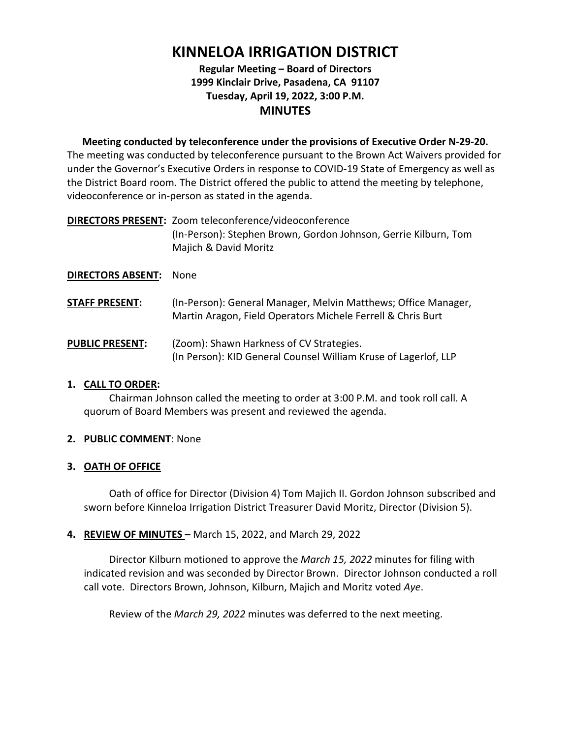# KINNELOA IRRIGATION DISTRICT

**Regular Meeting – Board of Directors**
**1999 Kinclair Drive, Pasadena, CA 91107**
**Tuesday, April 19, 2022, 3:00 P.M.**

## MINUTES

**Meeting conducted by teleconference under the provisions of Executive Order N-29-20.**
The meeting was conducted by teleconference pursuant to the Brown Act Waivers provided for under the Governor's Executive Orders in response to COVID-19 State of Emergency as well as the District Board room. The District offered the public to attend the meeting by telephone, videoconference or in-person as stated in the agenda.

**DIRECTORS PRESENT:** Zoom teleconference/videoconference
(In-Person): Stephen Brown, Gordon Johnson, Gerrie Kilburn, Tom Majich & David Moritz

**DIRECTORS ABSENT:** None

**STAFF PRESENT:** (In-Person): General Manager, Melvin Matthews; Office Manager, Martin Aragon, Field Operators Michele Ferrell & Chris Burt

**PUBLIC PRESENT:** (Zoom): Shawn Harkness of CV Strategies.
(In Person): KID General Counsel William Kruse of Lagerlof, LLP

1. **CALL TO ORDER:**
   Chairman Johnson called the meeting to order at 3:00 P.M. and took roll call. A quorum of Board Members was present and reviewed the agenda.

2. **PUBLIC COMMENT**: None

3. **OATH OF OFFICE**

   Oath of office for Director (Division 4) Tom Majich II. Gordon Johnson subscribed and sworn before Kinneloa Irrigation District Treasurer David Moritz, Director (Division 5).

4. **REVIEW OF MINUTES –** March 15, 2022, and March 29, 2022

   Director Kilburn motioned to approve the *March 15, 2022* minutes for filing with indicated revision and was seconded by Director Brown. Director Johnson conducted a roll call vote. Directors Brown, Johnson, Kilburn, Majich and Moritz voted *Aye*.

   Review of the *March 29, 2022* minutes was deferred to the next meeting.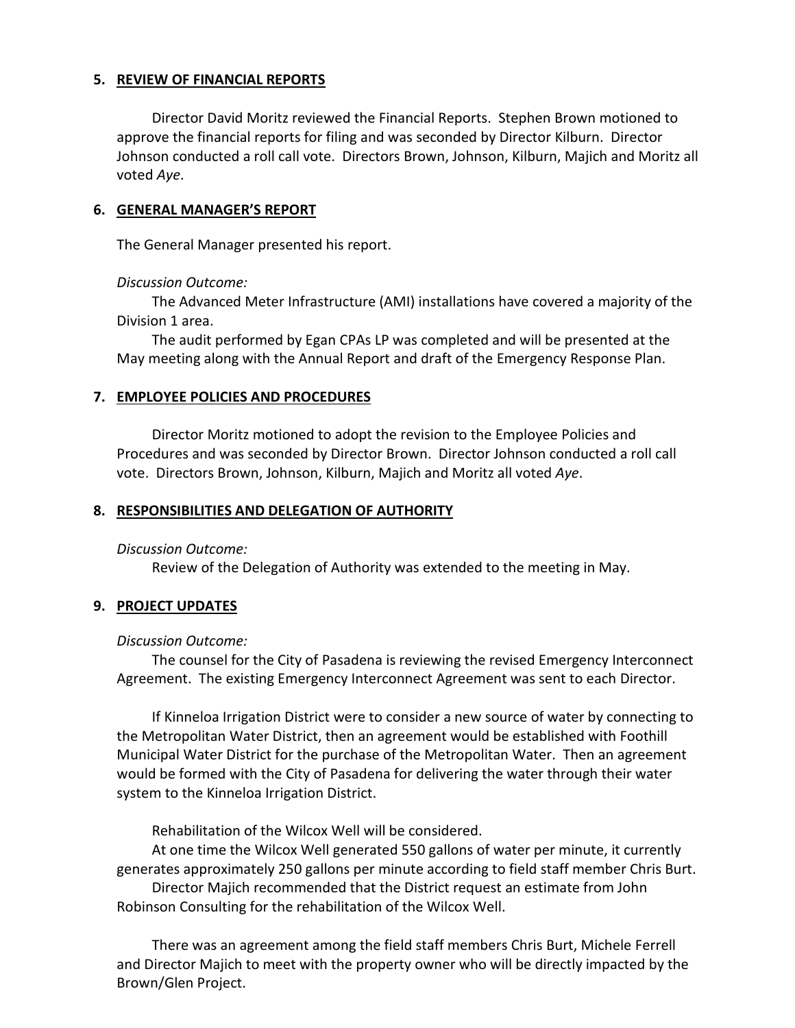## 5. REVIEW OF FINANCIAL REPORTS

Director David Moritz reviewed the Financial Reports. Stephen Brown motioned to approve the financial reports for filing and was seconded by Director Kilburn. Director Johnson conducted a roll call vote. Directors Brown, Johnson, Kilburn, Majich and Moritz all voted *Aye*.

## 6. GENERAL MANAGER'S REPORT

The General Manager presented his report.

*Discussion Outcome:*

The Advanced Meter Infrastructure (AMI) installations have covered a majority of the Division 1 area.

The audit performed by Egan CPAs LP was completed and will be presented at the May meeting along with the Annual Report and draft of the Emergency Response Plan.

## 7. EMPLOYEE POLICIES AND PROCEDURES

Director Moritz motioned to adopt the revision to the Employee Policies and Procedures and was seconded by Director Brown. Director Johnson conducted a roll call vote. Directors Brown, Johnson, Kilburn, Majich and Moritz all voted *Aye*.

## 8. RESPONSIBILITIES AND DELEGATION OF AUTHORITY

*Discussion Outcome:*

Review of the Delegation of Authority was extended to the meeting in May.

## 9. PROJECT UPDATES

*Discussion Outcome:*

The counsel for the City of Pasadena is reviewing the revised Emergency Interconnect Agreement. The existing Emergency Interconnect Agreement was sent to each Director.

If Kinneloa Irrigation District were to consider a new source of water by connecting to the Metropolitan Water District, then an agreement would be established with Foothill Municipal Water District for the purchase of the Metropolitan Water. Then an agreement would be formed with the City of Pasadena for delivering the water through their water system to the Kinneloa Irrigation District.

Rehabilitation of the Wilcox Well will be considered.

At one time the Wilcox Well generated 550 gallons of water per minute, it currently generates approximately 250 gallons per minute according to field staff member Chris Burt.

Director Majich recommended that the District request an estimate from John Robinson Consulting for the rehabilitation of the Wilcox Well.

There was an agreement among the field staff members Chris Burt, Michele Ferrell and Director Majich to meet with the property owner who will be directly impacted by the Brown/Glen Project.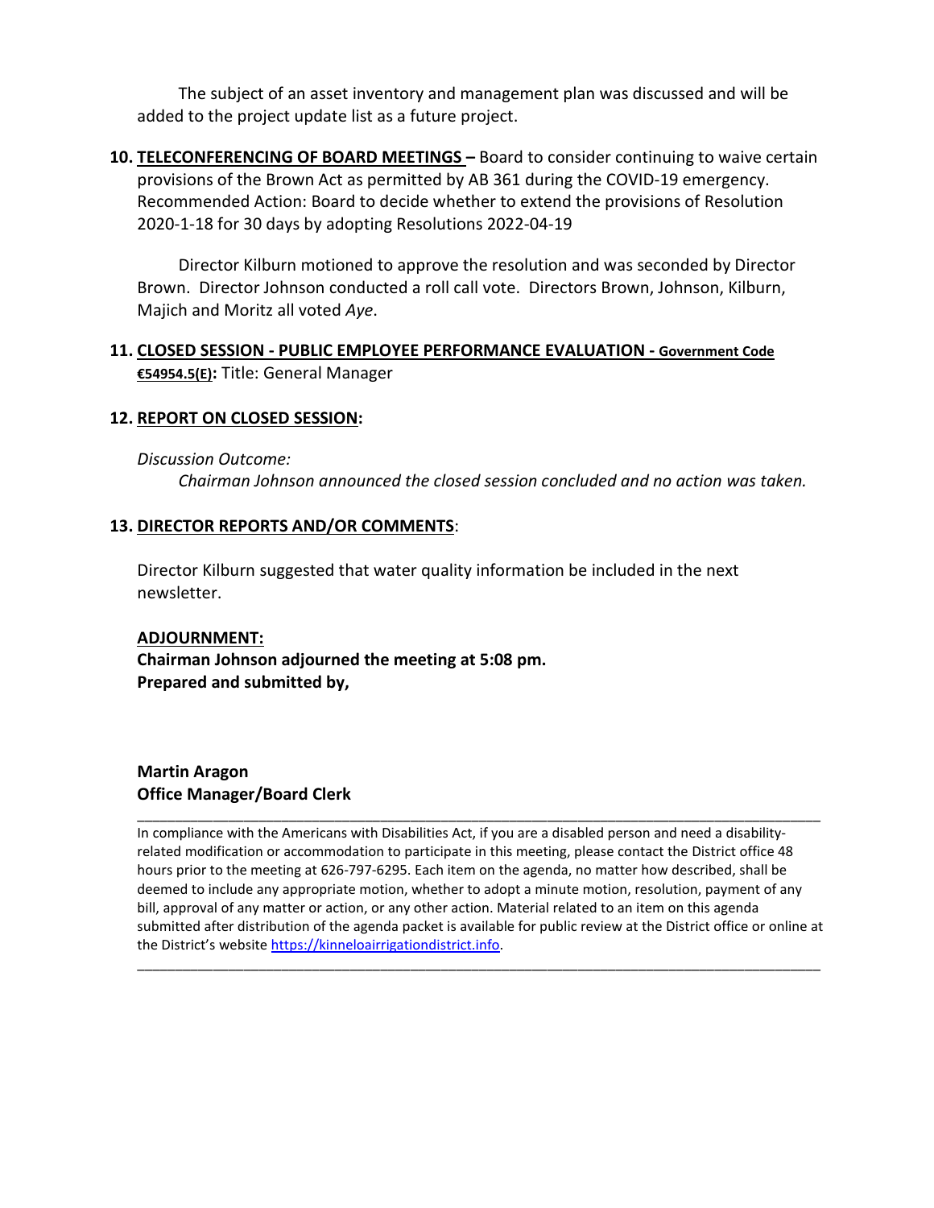The subject of an asset inventory and management plan was discussed and will be added to the project update list as a future project.

10. **TELECONFERENCING OF BOARD MEETINGS –** Board to consider continuing to waive certain provisions of the Brown Act as permitted by AB 361 during the COVID-19 emergency. Recommended Action: Board to decide whether to extend the provisions of Resolution 2020-1-18 for 30 days by adopting Resolutions 2022-04-19

    Director Kilburn motioned to approve the resolution and was seconded by Director Brown. Director Johnson conducted a roll call vote. Directors Brown, Johnson, Kilburn, Majich and Moritz all voted *Aye*.

11. **CLOSED SESSION - PUBLIC EMPLOYEE PERFORMANCE EVALUATION - Government Code €54954.5(E):** Title: General Manager

12. **REPORT ON CLOSED SESSION:**

    *Discussion Outcome:*
    *Chairman Johnson announced the closed session concluded and no action was taken.*

13. **DIRECTOR REPORTS AND/OR COMMENTS**:

    Director Kilburn suggested that water quality information be included in the next newsletter.

**ADJOURNMENT:**
**Chairman Johnson adjourned the meeting at 5:08 pm.**
**Prepared and submitted by,**

**Martin Aragon**
**Office Manager/Board Clerk**

---

In compliance with the Americans with Disabilities Act, if you are a disabled person and need a disability-related modification or accommodation to participate in this meeting, please contact the District office 48 hours prior to the meeting at 626-797-6295. Each item on the agenda, no matter how described, shall be deemed to include any appropriate motion, whether to adopt a minute motion, resolution, payment of any bill, approval of any matter or action, or any other action. Material related to an item on this agenda submitted after distribution of the agenda packet is available for public review at the District office or online at the District's website https://kinneloairrigationdistrict.info.

---